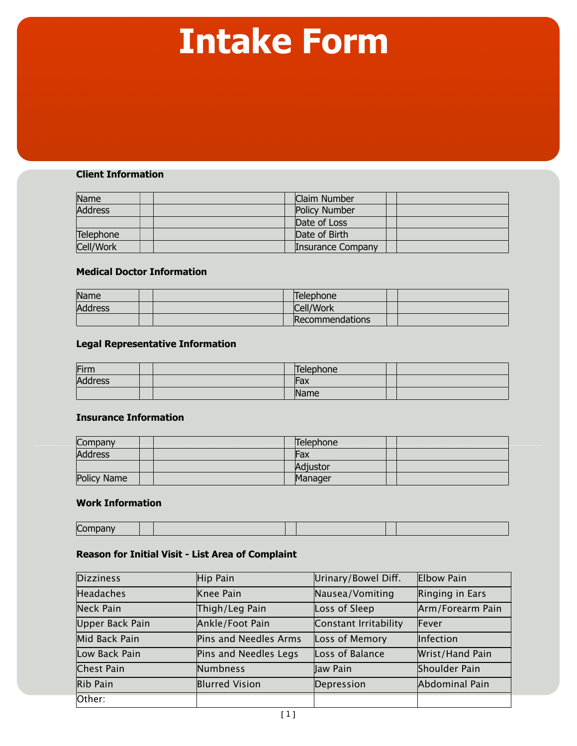# Intake Form

### Client Information

| Name | | | | Claim Number | | |
|---|---|---|---|---|---|---|
| Address | | | | Policy Number | | |
| | | | | Date of Loss | | |
| Telephone | | | | Date of Birth | | |
| Cell/Work | | | | Insurance Company | | |

### Medical Doctor Information

| Name | | | | Telephone | | |
|---|---|---|---|---|---|---|
| Address | | | | Cell/Work | | |
| | | | | Recommendations | | |

### Legal Representative Information

| Firm | | | | Telephone | | |
|---|---|---|---|---|---|---|
| Address | | | | Fax | | |
| | | | | Name | | |

### Insurance Information

| Company | | | | Telephone | | |
|---|---|---|---|---|---|---|
| Address | | | | Fax | | |
| | | | | Adjustor | | |
| Policy Name | | | | Manager | | |

### Work Information

| Company | | | | | | |
|---|---|---|---|---|---|---|

### Reason for Initial Visit - List Area of Complaint

| Dizziness | Hip Pain | Urinary/Bowel Diff. | Elbow Pain |
|---|---|---|---|
| Headaches | Knee Pain | Nausea/Vomiting | Ringing in Ears |
| Neck Pain | Thigh/Leg Pain | Loss of Sleep | Arm/Forearm Pain |
| Upper Back Pain | Ankle/Foot Pain | Constant Irritability | Fever |
| Mid Back Pain | Pins and Needles Arms | Loss of Memory | Infection |
| Low Back Pain | Pins and Needles Legs | Loss of Balance | Wrist/Hand Pain |
| Chest Pain | Numbness | Jaw Pain | Shoulder Pain |
| Rib Pain | Blurred Vision | Depression | Abdominal Pain |
| Other: | | | |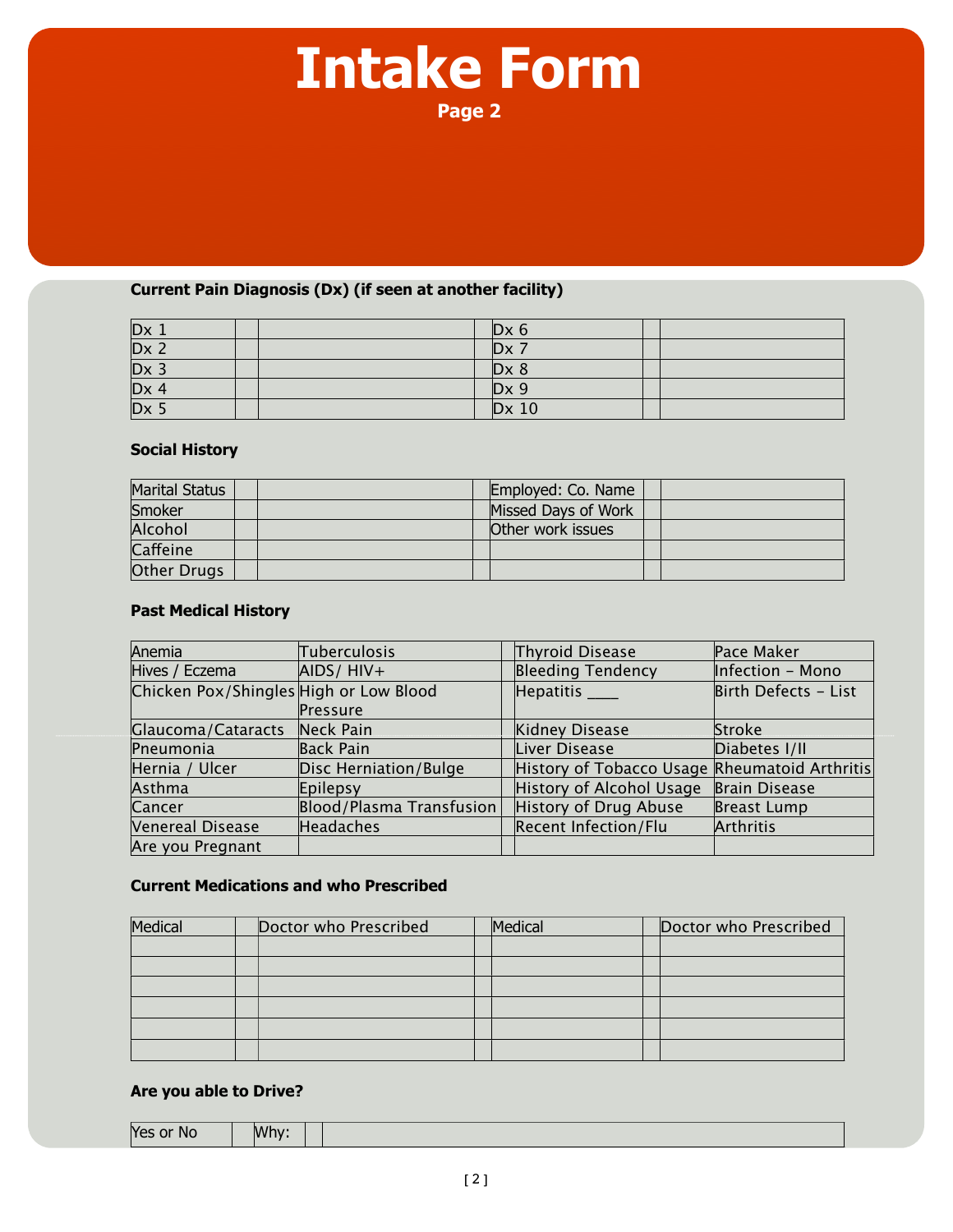# Intake Form

**Page 2**

### Current Pain Diagnosis (Dx) (if seen at another facility)

| | | | | | | |
|---|---|---|---|---|---|---|
| Dx 1 | | | | Dx 6 | | |
| Dx 2 | | | | Dx 7 | | |
| Dx 3 | | | | Dx 8 | | |
| Dx 4 | | | | Dx 9 | | |
| Dx 5 | | | | Dx 10 | | |

### Social History

| | | | | | | |
|---|---|---|---|---|---|---|
| Marital Status | | | | Employed: Co. Name | | |
| Smoker | | | | Missed Days of Work | | |
| Alcohol | | | | Other work issues | | |
| Caffeine | | | | | | |
| Other Drugs | | | | | | |

### Past Medical History

| | | | | |
|---|---|---|---|---|
| Anemia | Tuberculosis | | Thyroid Disease | Pace Maker |
| Hives / Eczema | AIDS/ HIV+ | | Bleeding Tendency | Infection – Mono |
| Chicken Pox/Shingles | High or Low Blood Pressure | | Hepatitis ____ | Birth Defects – List |
| Glaucoma/Cataracts | Neck Pain | | Kidney Disease | Stroke |
| Pneumonia | Back Pain | | Liver Disease | Diabetes I/II |
| Hernia / Ulcer | Disc Herniation/Bulge | | History of Tobacco Usage | Rheumatoid Arthritis |
| Asthma | Epilepsy | | History of Alcohol Usage | Brain Disease |
| Cancer | Blood/Plasma Transfusion | | History of Drug Abuse | Breast Lump |
| Venereal Disease | Headaches | | Recent Infection/Flu | Arthritis |
| Are you Pregnant | | | | |

### Current Medications and who Prescribed

| Medical | | Doctor who Prescribed | | Medical | | Doctor who Prescribed |
|---|---|---|---|---|---|---|
| | | | | | | |
| | | | | | | |
| | | | | | | |
| | | | | | | |
| | | | | | | |
| | | | | | | |

### Are you able to Drive?

| Yes or No | | Why: | | |
|---|---|---|---|---|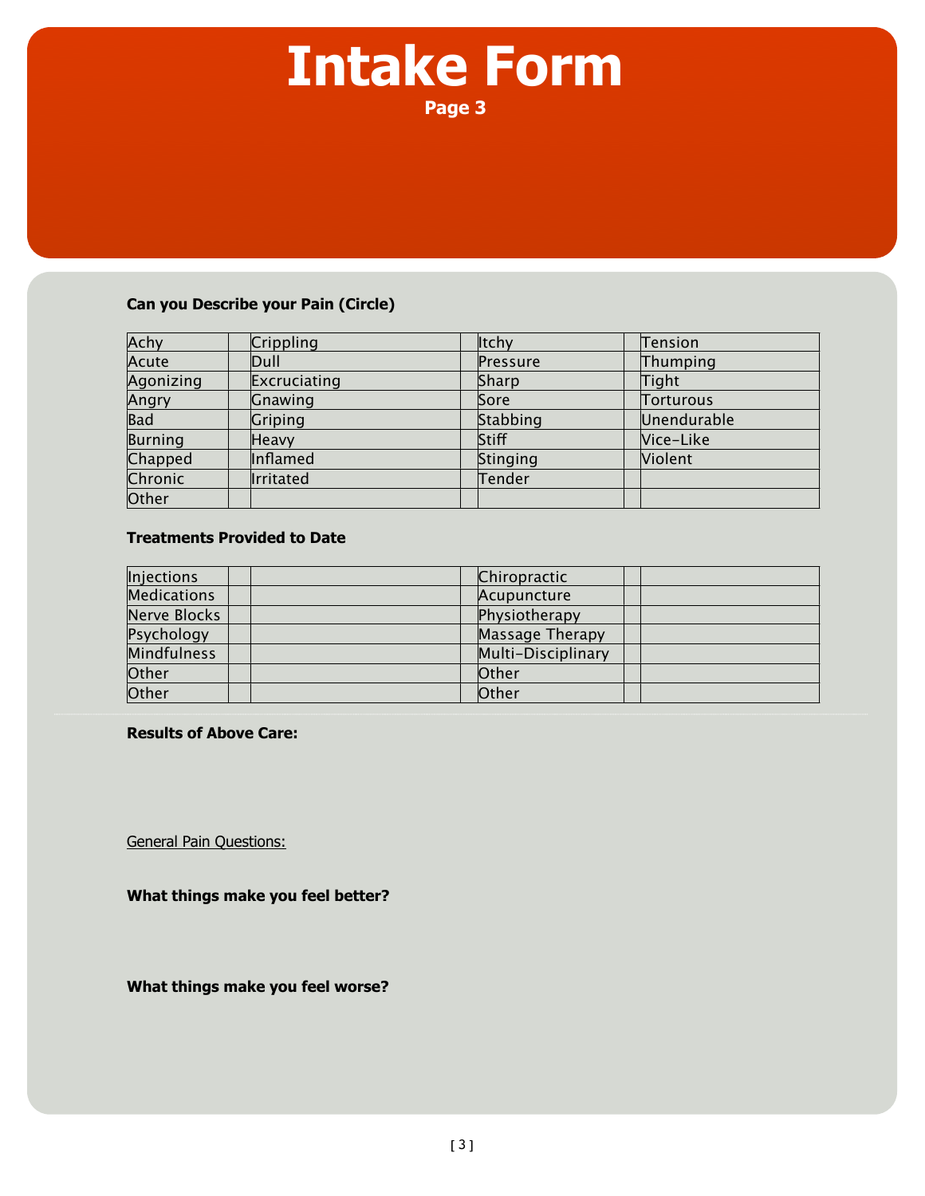# Intake Form

**Page 3**

**Can you Describe your Pain (Circle)**

| | | | | | | |
|---|---|---|---|---|---|---|
| Achy | | Crippling | | Itchy | | Tension |
| Acute | | Dull | | Pressure | | Thumping |
| Agonizing | | Excruciating | | Sharp | | Tight |
| Angry | | Gnawing | | Sore | | Torturous |
| Bad | | Griping | | Stabbing | | Unendurable |
| Burning | | Heavy | | Stiff | | Vice-Like |
| Chapped | | Inflamed | | Stinging | | Violent |
| Chronic | | Irritated | | Tender | | |
| Other | | | | | | |

**Treatments Provided to Date**

| | | | | | |
|---|---|---|---|---|---|
| Injections | | | Chiropractic | | |
| Medications | | | Acupuncture | | |
| Nerve Blocks | | | Physiotherapy | | |
| Psychology | | | Massage Therapy | | |
| Mindfulness | | | Multi-Disciplinary | | |
| Other | | | Other | | |
| Other | | | Other | | |

**Results of Above Care:**

General Pain Questions:

**What things make you feel better?**

**What things make you feel worse?**